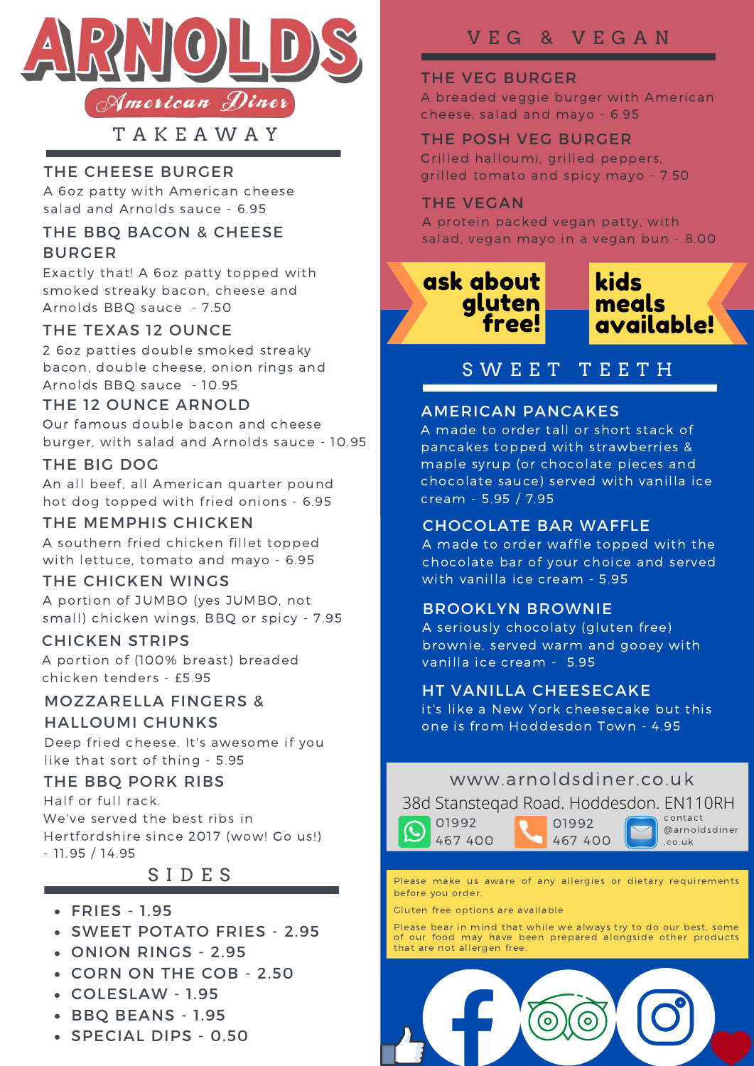# ARNOLDS

*American Diner*

## TAKEAWAY

### THE CHEESE BURGER
A 6oz patty with American cheese salad and Arnolds sauce - 6.95

### THE BBQ BACON & CHEESE BURGER
Exactly that! A 6oz patty topped with smoked streaky bacon, cheese and Arnolds BBQ sauce - 7.50

### THE TEXAS 12 OUNCE
2 6oz patties double smoked streaky bacon, double cheese, onion rings and Arnolds BBQ sauce - 10.95

### THE 12 OUNCE ARNOLD
Our famous double bacon and cheese burger, with salad and Arnolds sauce - 10.95

### THE BIG DOG
An all beef, all American quarter pound hot dog topped with fried onions - 6.95

### THE MEMPHIS CHICKEN
A southern fried chicken fillet topped with lettuce, tomato and mayo - 6.95

### THE CHICKEN WINGS
A portion of JUMBO (yes JUMBO, not small) chicken wings, BBQ or spicy - 7.95

### CHICKEN STRIPS
A portion of (100% breast) breaded chicken tenders - £5.95

### MOZZARELLA FINGERS & HALLOUMI CHUNKS
Deep fried cheese. It's awesome if you like that sort of thing - 5.95

### THE BBQ PORK RIBS
Half or full rack.
We've served the best ribs in Hertfordshire since 2017 (wow! Go us!) - 11.95 / 14.95

## SIDES

- FRIES - 1.95
- SWEET POTATO FRIES - 2.95
- ONION RINGS - 2.95
- CORN ON THE COB - 2.50
- COLESLAW - 1.95
- BBQ BEANS - 1.95
- SPECIAL DIPS - 0.50

## VEG & VEGAN

### THE VEG BURGER
A breaded veggie burger with American cheese, salad and mayo - 6.95

### THE POSH VEG BURGER
Grilled halloumi, grilled peppers, grilled tomato and spicy mayo - 7.50

### THE VEGAN
A protein packed vegan patty, with salad, vegan mayo in a vegan bun - 8.00

**ask about gluten free!**

**kids meals available!**

## SWEET TEETH

### AMERICAN PANCAKES
A made to order tall or short stack of pancakes topped with strawberries & maple syrup (or chocolate pieces and chocolate sauce) served with vanilla ice cream - 5.95 / 7.95

### CHOCOLATE BAR WAFFLE
A made to order waffle topped with the chocolate bar of your choice and served with vanilla ice cream - 5.95

### BROOKLYN BROWNIE
A seriously chocolaty (gluten free) brownie, served warm and gooey with vanilla ice cream - 5.95

### HT VANILLA CHEESECAKE
it's like a New York cheesecake but this one is from Hoddesdon Town - 4.95

www.arnoldsdiner.co.uk

38d Stansteqad Road. Hoddesdon. EN110RH

01992 467 400 | 01992 467 400 | contact @arnoldsdiner .co.uk

Please make us aware of any allergies or dietary requirements before you order.

Gluten free options are available

Please bear in mind that while we always try to do our best, some of our food may have been prepared alongside other products that are not allergen free.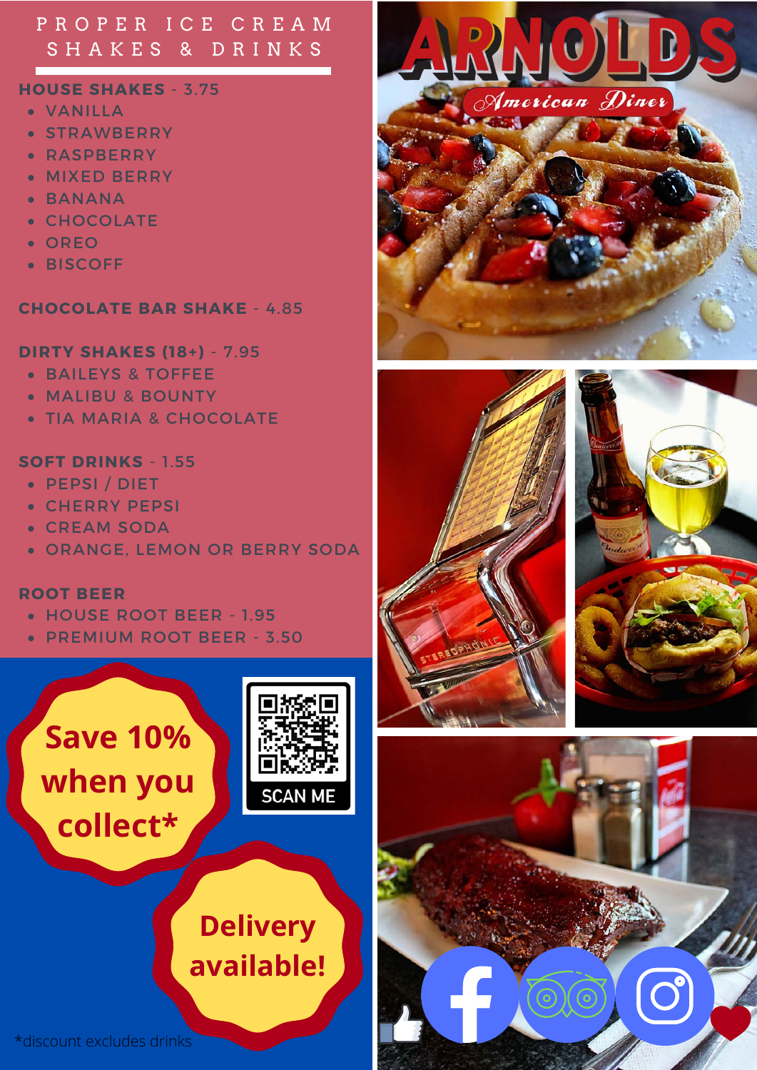# PROPER ICE CREAM SHAKES & DRINKS

**HOUSE SHAKES** - 3.75

- VANILLA
- STRAWBERRY
- RASPBERRY
- MIXED BERRY
- BANANA
- CHOCOLATE
- OREO
- BISCOFF

**CHOCOLATE BAR SHAKE** - 4.85

**DIRTY SHAKES (18+)** - 7.95

- BAILEYS & TOFFEE
- MALIBU & BOUNTY
- TIA MARIA & CHOCOLATE

**SOFT DRINKS** - 1.55

- PEPSI / DIET
- CHERRY PEPSI
- CREAM SODA
- ORANGE, LEMON OR BERRY SODA

**ROOT BEER**

- HOUSE ROOT BEER - 1.95
- PREMIUM ROOT BEER - 3.50

**Save 10% when you collect***

SCAN ME

**Delivery available!**

*discount excludes drinks

# ARNOLDS

*American Diner*